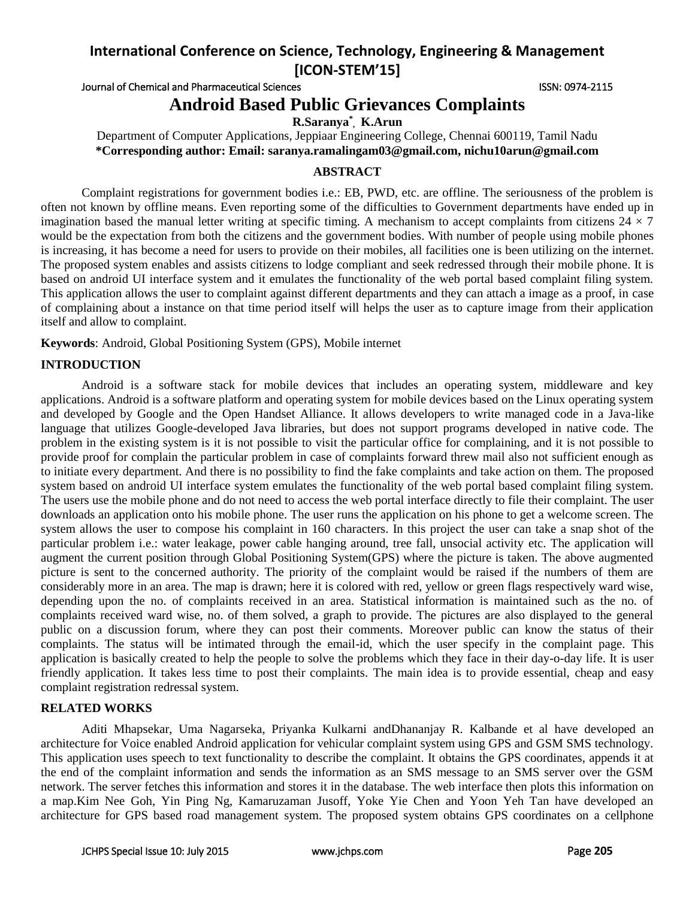# Android Based Public Grievances Complaints

**R.Saranya*, K.Arun**

Department of Computer Applications, Jeppiaar Engineering College, Chennai 600119, Tamil Nadu

**\*Corresponding author: Email: saranya.ramalingam03@gmail.com, nichu10arun@gmail.com**

## ABSTRACT

Complaint registrations for government bodies i.e.: EB, PWD, etc. are offline. The seriousness of the problem is often not known by offline means. Even reporting some of the difficulties to Government departments have ended up in imagination based the manual letter writing at specific timing. A mechanism to accept complaints from citizens 24 × 7 would be the expectation from both the citizens and the government bodies. With number of people using mobile phones is increasing, it has become a need for users to provide on their mobiles, all facilities one is been utilizing on the internet. The proposed system enables and assists citizens to lodge compliant and seek redressed through their mobile phone. It is based on android UI interface system and it emulates the functionality of the web portal based complaint filing system. This application allows the user to complaint against different departments and they can attach a image as a proof, in case of complaining about a instance on that time period itself will helps the user as to capture image from their application itself and allow to complaint.

**Keywords**: Android, Global Positioning System (GPS), Mobile internet

## INTRODUCTION

Android is a software stack for mobile devices that includes an operating system, middleware and key applications. Android is a software platform and operating system for mobile devices based on the Linux operating system and developed by Google and the Open Handset Alliance. It allows developers to write managed code in a Java-like language that utilizes Google-developed Java libraries, but does not support programs developed in native code. The problem in the existing system is it is not possible to visit the particular office for complaining, and it is not possible to provide proof for complain the particular problem in case of complaints forward threw mail also not sufficient enough as to initiate every department. And there is no possibility to find the fake complaints and take action on them. The proposed system based on android UI interface system emulates the functionality of the web portal based complaint filing system. The users use the mobile phone and do not need to access the web portal interface directly to file their complaint. The user downloads an application onto his mobile phone. The user runs the application on his phone to get a welcome screen. The system allows the user to compose his complaint in 160 characters. In this project the user can take a snap shot of the particular problem i.e.: water leakage, power cable hanging around, tree fall, unsocial activity etc. The application will augment the current position through Global Positioning System(GPS) where the picture is taken. The above augmented picture is sent to the concerned authority. The priority of the complaint would be raised if the numbers of them are considerably more in an area. The map is drawn; here it is colored with red, yellow or green flags respectively ward wise, depending upon the no. of complaints received in an area. Statistical information is maintained such as the no. of complaints received ward wise, no. of them solved, a graph to provide. The pictures are also displayed to the general public on a discussion forum, where they can post their comments. Moreover public can know the status of their complaints. The status will be intimated through the email-id, which the user specify in the complaint page. This application is basically created to help the people to solve the problems which they face in their day-o-day life. It is user friendly application. It takes less time to post their complaints. The main idea is to provide essential, cheap and easy complaint registration redressal system.

## RELATED WORKS

Aditi Mhapsekar, Uma Nagarseka, Priyanka Kulkarni andDhananjay R. Kalbande et al have developed an architecture for Voice enabled Android application for vehicular complaint system using GPS and GSM SMS technology. This application uses speech to text functionality to describe the complaint. It obtains the GPS coordinates, appends it at the end of the complaint information and sends the information as an SMS message to an SMS server over the GSM network. The server fetches this information and stores it in the database. The web interface then plots this information on a map.Kim Nee Goh, Yin Ping Ng, Kamaruzaman Jusoff, Yoke Yie Chen and Yoon Yeh Tan have developed an architecture for GPS based road management system. The proposed system obtains GPS coordinates on a cellphone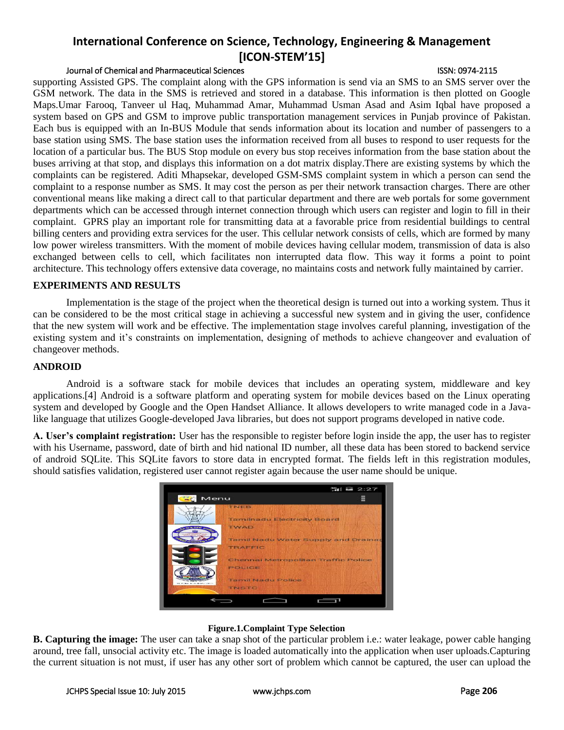supporting Assisted GPS. The complaint along with the GPS information is send via an SMS to an SMS server over the GSM network. The data in the SMS is retrieved and stored in a database. This information is then plotted on Google Maps.Umar Farooq, Tanveer ul Haq, Muhammad Amar, Muhammad Usman Asad and Asim Iqbal have proposed a system based on GPS and GSM to improve public transportation management services in Punjab province of Pakistan. Each bus is equipped with an In-BUS Module that sends information about its location and number of passengers to a base station using SMS. The base station uses the information received from all buses to respond to user requests for the location of a particular bus. The BUS Stop module on every bus stop receives information from the base station about the buses arriving at that stop, and displays this information on a dot matrix display.There are existing systems by which the complaints can be registered. Aditi Mhapsekar, developed GSM-SMS complaint system in which a person can send the complaint to a response number as SMS. It may cost the person as per their network transaction charges. There are other conventional means like making a direct call to that particular department and there are web portals for some government departments which can be accessed through internet connection through which users can register and login to fill in their complaint. GPRS play an important role for transmitting data at a favorable price from residential buildings to central billing centers and providing extra services for the user. This cellular network consists of cells, which are formed by many low power wireless transmitters. With the moment of mobile devices having cellular modem, transmission of data is also exchanged between cells to cell, which facilitates non interrupted data flow. This way it forms a point to point architecture. This technology offers extensive data coverage, no maintains costs and network fully maintained by carrier.

## EXPERIMENTS AND RESULTS

Implementation is the stage of the project when the theoretical design is turned out into a working system. Thus it can be considered to be the most critical stage in achieving a successful new system and in giving the user, confidence that the new system will work and be effective. The implementation stage involves careful planning, investigation of the existing system and it's constraints on implementation, designing of methods to achieve changeover and evaluation of changeover methods.

## ANDROID

Android is a software stack for mobile devices that includes an operating system, middleware and key applications.[4] Android is a software platform and operating system for mobile devices based on the Linux operating system and developed by Google and the Open Handset Alliance. It allows developers to write managed code in a Java-like language that utilizes Google-developed Java libraries, but does not support programs developed in native code.

**A. User's complaint registration:** User has the responsible to register before login inside the app, the user has to register with his Username, password, date of birth and hid national ID number, all these data has been stored to backend service of android SQLite. This SQLite favors to store data in encrypted format. The fields left in this registration modules, should satisfies validation, registered user cannot register again because the user name should be unique.

**Figure.1.Complaint Type Selection**

**B. Capturing the image:** The user can take a snap shot of the particular problem i.e.: water leakage, power cable hanging around, tree fall, unsocial activity etc. The image is loaded automatically into the application when user uploads.Capturing the current situation is not must, if user has any other sort of problem which cannot be captured, the user can upload the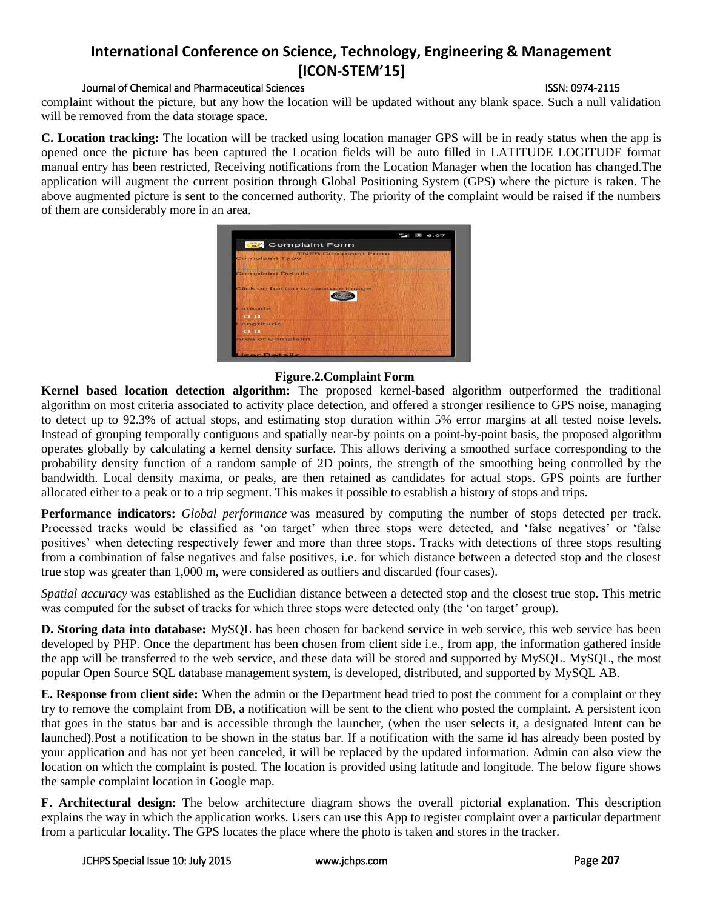complaint without the picture, but any how the location will be updated without any blank space. Such a null validation will be removed from the data storage space.

**C. Location tracking:** The location will be tracked using location manager GPS will be in ready status when the app is opened once the picture has been captured the Location fields will be auto filled in LATITUDE LOGITUDE format manual entry has been restricted, Receiving notifications from the Location Manager when the location has changed.The application will augment the current position through Global Positioning System (GPS) where the picture is taken. The above augmented picture is sent to the concerned authority. The priority of the complaint would be raised if the numbers of them are considerably more in an area.

**Figure.2.Complaint Form**

**Kernel based location detection algorithm:** The proposed kernel-based algorithm outperformed the traditional algorithm on most criteria associated to activity place detection, and offered a stronger resilience to GPS noise, managing to detect up to 92.3% of actual stops, and estimating stop duration within 5% error margins at all tested noise levels. Instead of grouping temporally contiguous and spatially near-by points on a point-by-point basis, the proposed algorithm operates globally by calculating a kernel density surface. This allows deriving a smoothed surface corresponding to the probability density function of a random sample of 2D points, the strength of the smoothing being controlled by the bandwidth. Local density maxima, or peaks, are then retained as candidates for actual stops. GPS points are further allocated either to a peak or to a trip segment. This makes it possible to establish a history of stops and trips.

**Performance indicators:** *Global performance* was measured by computing the number of stops detected per track. Processed tracks would be classified as 'on target' when three stops were detected, and 'false negatives' or 'false positives' when detecting respectively fewer and more than three stops. Tracks with detections of three stops resulting from a combination of false negatives and false positives, i.e. for which distance between a detected stop and the closest true stop was greater than 1,000 m, were considered as outliers and discarded (four cases).

*Spatial accuracy* was established as the Euclidian distance between a detected stop and the closest true stop. This metric was computed for the subset of tracks for which three stops were detected only (the 'on target' group).

**D. Storing data into database:** MySQL has been chosen for backend service in web service, this web service has been developed by PHP. Once the department has been chosen from client side i.e., from app, the information gathered inside the app will be transferred to the web service, and these data will be stored and supported by MySQL. MySQL, the most popular Open Source SQL database management system, is developed, distributed, and supported by MySQL AB.

**E. Response from client side:** When the admin or the Department head tried to post the comment for a complaint or they try to remove the complaint from DB, a notification will be sent to the client who posted the complaint. A persistent icon that goes in the status bar and is accessible through the launcher, (when the user selects it, a designated Intent can be launched).Post a notification to be shown in the status bar. If a notification with the same id has already been posted by your application and has not yet been canceled, it will be replaced by the updated information. Admin can also view the location on which the complaint is posted. The location is provided using latitude and longitude. The below figure shows the sample complaint location in Google map.

**F. Architectural design:** The below architecture diagram shows the overall pictorial explanation. This description explains the way in which the application works. Users can use this App to register complaint over a particular department from a particular locality. The GPS locates the place where the photo is taken and stores in the tracker.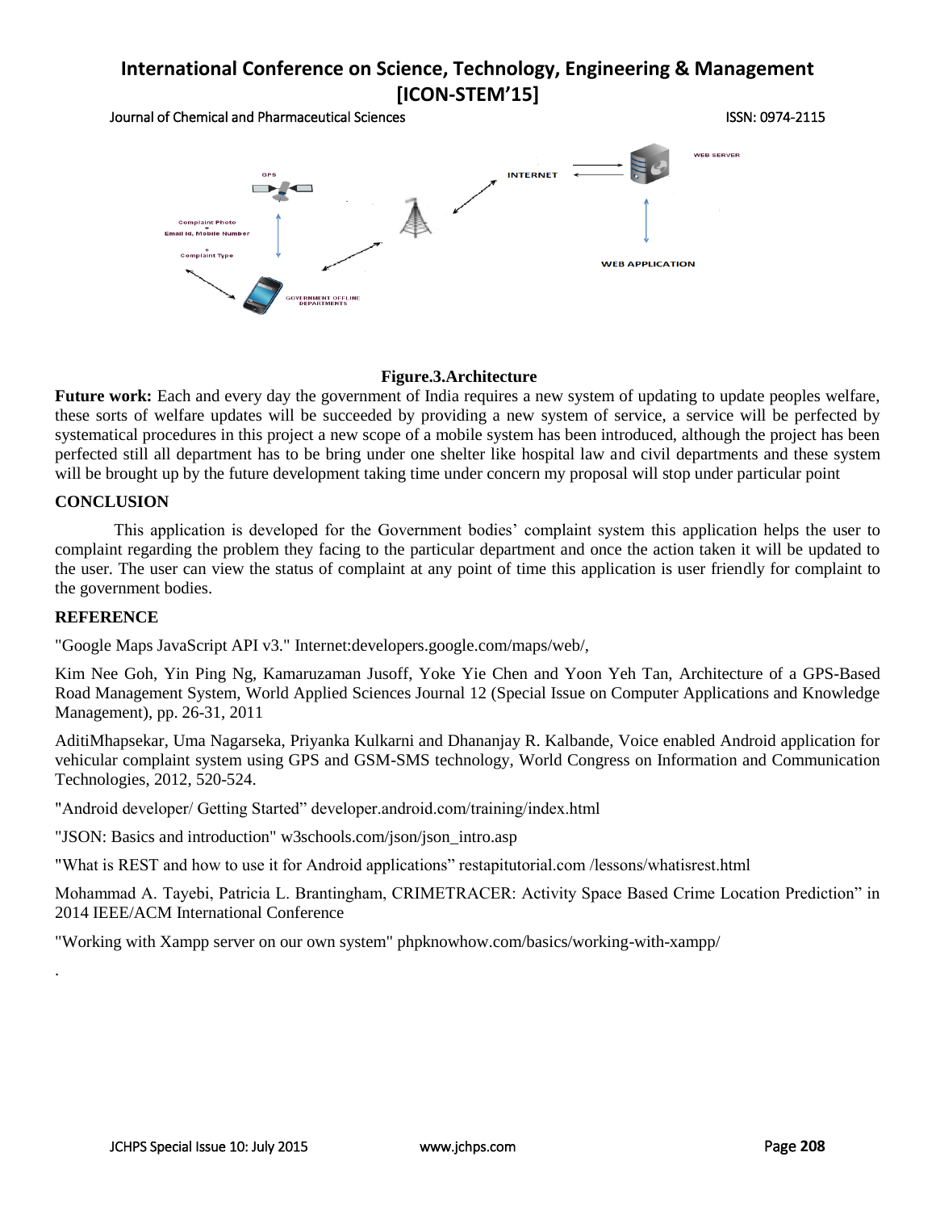GPS

Complaint Photo
+
Email Id, Mobile Number
+
Complaint Type

GOVERNMENT OFFLINE DEPARTMENTS

INTERNET

WEB SERVER

WEB APPLICATION

**Figure.3.Architecture**

**Future work:** Each and every day the government of India requires a new system of updating to update peoples welfare, these sorts of welfare updates will be succeeded by providing a new system of service, a service will be perfected by systematical procedures in this project a new scope of a mobile system has been introduced, although the project has been perfected still all department has to be bring under one shelter like hospital law and civil departments and these system will be brought up by the future development taking time under concern my proposal will stop under particular point

## CONCLUSION

This application is developed for the Government bodies' complaint system this application helps the user to complaint regarding the problem they facing to the particular department and once the action taken it will be updated to the user. The user can view the status of complaint at any point of time this application is user friendly for complaint to the government bodies.

## REFERENCE

"Google Maps JavaScript API v3." Internet:developers.google.com/maps/web/,

Kim Nee Goh, Yin Ping Ng, Kamaruzaman Jusoff, Yoke Yie Chen and Yoon Yeh Tan, Architecture of a GPS-Based Road Management System, World Applied Sciences Journal 12 (Special Issue on Computer Applications and Knowledge Management), pp. 26-31, 2011

AditiMhapsekar, Uma Nagarseka, Priyanka Kulkarni and Dhananjay R. Kalbande, Voice enabled Android application for vehicular complaint system using GPS and GSM-SMS technology, World Congress on Information and Communication Technologies, 2012, 520-524.

"Android developer/ Getting Started" developer.android.com/training/index.html

"JSON: Basics and introduction" w3schools.com/json/json_intro.asp

"What is REST and how to use it for Android applications" restapitutorial.com /lessons/whatisrest.html

Mohammad A. Tayebi, Patricia L. Brantingham, CRIMETRACER: Activity Space Based Crime Location Prediction" in 2014 IEEE/ACM International Conference

"Working with Xampp server on our own system" phpknowhow.com/basics/working-with-xampp/

.